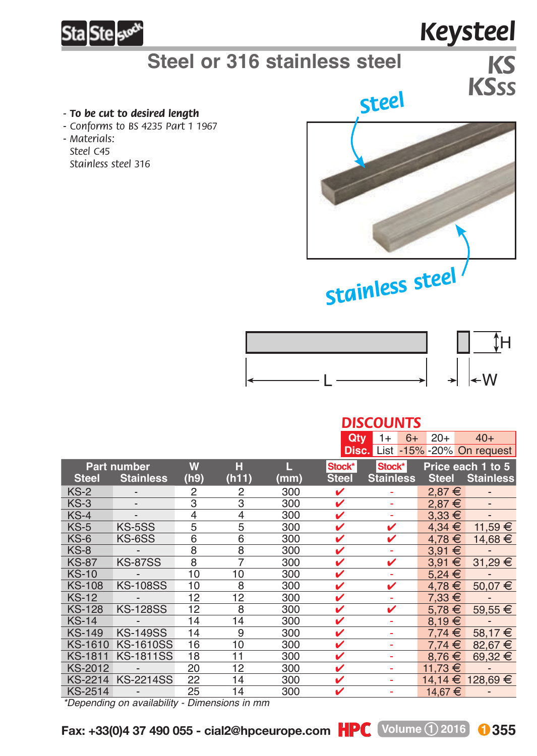# Keysteel

## Steel or 316 stainless steel

**KS**
**KSss**

- ***To be cut to desired length***
- *Conforms to BS 4235 Part 1 1967*
- *Materials:*
  *Steel C45*
  *Stainless steel 316*

### DISCOUNTS

| Qty | 1+ | 6+ | 20+ | 40+ |
|---|---|---|---|---|
| Disc. | List | -15% | -20% | On request |

| Part number Steel | Part number Stainless | W (h9) | H (h11) | L (mm) | Stock* Steel | Stock* Stainless | Price each 1 to 5 Steel | Price each 1 to 5 Stainless |
|---|---|---|---|---|---|---|---|---|
| KS-2 | - | 2 | 2 | 300 | ✔ | - | 2,87 € | - |
| KS-3 | - | 3 | 3 | 300 | ✔ | - | 2,87 € | - |
| KS-4 | - | 4 | 4 | 300 | ✔ | - | 3,33 € | - |
| KS-5 | KS-5SS | 5 | 5 | 300 | ✔ | ✔ | 4,34 € | 11,59 € |
| KS-6 | KS-6SS | 6 | 6 | 300 | ✔ | ✔ | 4,78 € | 14,68 € |
| KS-8 | - | 8 | 8 | 300 | ✔ | - | 3,91 € | - |
| KS-87 | KS-87SS | 8 | 7 | 300 | ✔ | ✔ | 3,91 € | 31,29 € |
| KS-10 | - | 10 | 10 | 300 | ✔ | - | 5,24 € | - |
| KS-108 | KS-108SS | 10 | 8 | 300 | ✔ | ✔ | 4,78 € | 50,07 € |
| KS-12 | - | 12 | 12 | 300 | ✔ | - | 7,33 € | - |
| KS-128 | KS-128SS | 12 | 8 | 300 | ✔ | ✔ | 5,78 € | 59,55 € |
| KS-14 | - | 14 | 14 | 300 | ✔ | - | 8,19 € | - |
| KS-149 | KS-149SS | 14 | 9 | 300 | ✔ | - | 7,74 € | 58,17 € |
| KS-1610 | KS-1610SS | 16 | 10 | 300 | ✔ | - | 7,74 € | 82,67 € |
| KS-1811 | KS-1811SS | 18 | 11 | 300 | ✔ | - | 8,76 € | 69,32 € |
| KS-2012 | - | 20 | 12 | 300 | ✔ | - | 11,73 € | - |
| KS-2214 | KS-2214SS | 22 | 14 | 300 | ✔ | - | 14,14 € | 128,69 € |
| KS-2514 | - | 25 | 14 | 300 | ✔ | - | 14,67 € | - |

*\*Depending on availability - Dimensions in mm*

Fax: +33(0)4 37 490 055 - cial2@hpceurope.com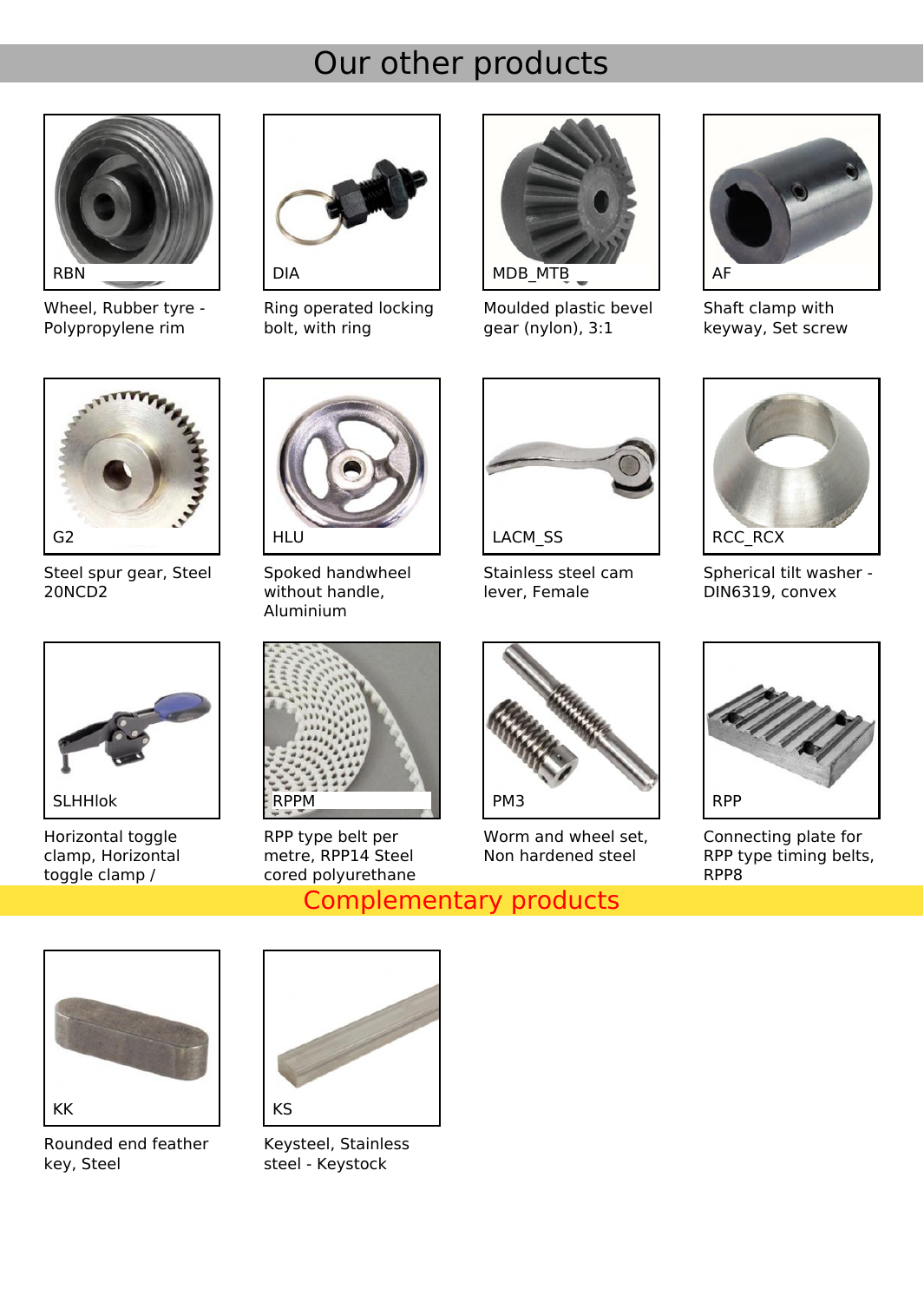# Our other products

RBN

Wheel, Rubber tyre - Polypropylene rim

DIA

Ring operated locking bolt, with ring

MDB_MTB

Moulded plastic bevel gear (nylon), 3:1

AF

Shaft clamp with keyway, Set screw

G2

Steel spur gear, Steel 20NCD2

HLU

Spoked handwheel without handle, Aluminium

LACM_SS

Stainless steel cam lever, Female

RCC_RCX

Spherical tilt washer - DIN6319, convex

SLHHlok

Horizontal toggle clamp, Horizontal toggle clamp /

RPPM

RPP type belt per metre, RPP14 Steel cored polyurethane

PM3

Worm and wheel set, Non hardened steel

RPP

Connecting plate for RPP type timing belts, RPP8

# Complementary products

KK

Rounded end feather key, Steel

KS

Keysteel, Stainless steel - Keystock